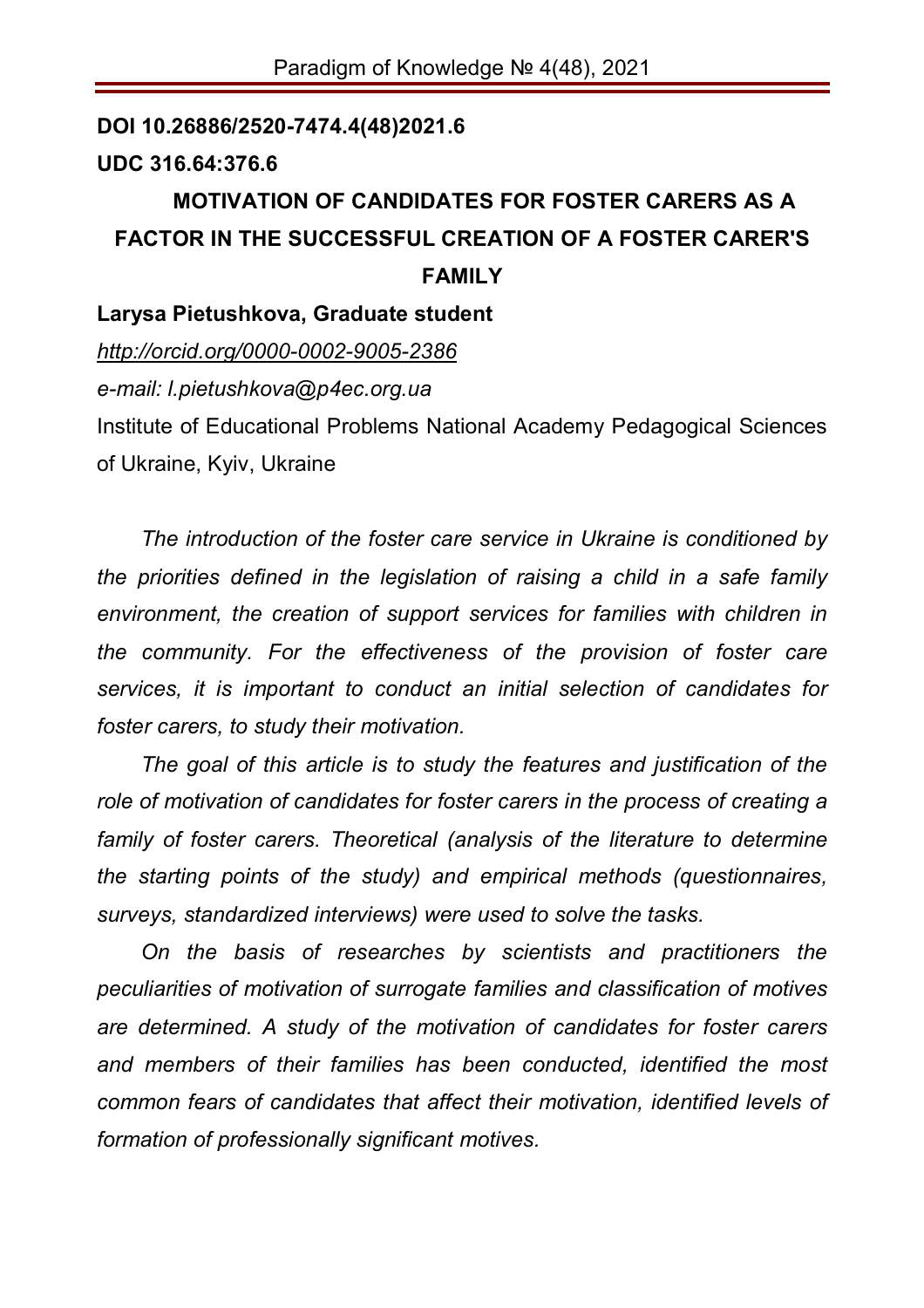**DOI 10.26886/2520-7474.4(48)2021.6**

**UDC 316.64:376.6**

# MOTIVATION OF CANDIDATES FOR FOSTER CARERS AS A FACTOR IN THE SUCCESSFUL CREATION OF A FOSTER CARER'S FAMILY

**Larysa Pietushkova, Graduate student**

*http://orcid.org/0000-0002-9005-2386*

*e-mail: l.pietushkova@p4ec.org.ua*

Institute of Educational Problems National Academy Pedagogical Sciences of Ukraine, Kyiv, Ukraine

*The introduction of the foster care service in Ukraine is conditioned by the priorities defined in the legislation of raising a child in a safe family environment, the creation of support services for families with children in the community. For the effectiveness of the provision of foster care services, it is important to conduct an initial selection of candidates for foster carers, to study their motivation.*

*The goal of this article is to study the features and justification of the role of motivation of candidates for foster carers in the process of creating a family of foster carers. Theoretical (analysis of the literature to determine the starting points of the study) and empirical methods (questionnaires, surveys, standardized interviews) were used to solve the tasks.*

*On the basis of researches by scientists and practitioners the peculiarities of motivation of surrogate families and classification of motives are determined. A study of the motivation of candidates for foster carers and members of their families has been conducted, identified the most common fears of candidates that affect their motivation, identified levels of formation of professionally significant motives.*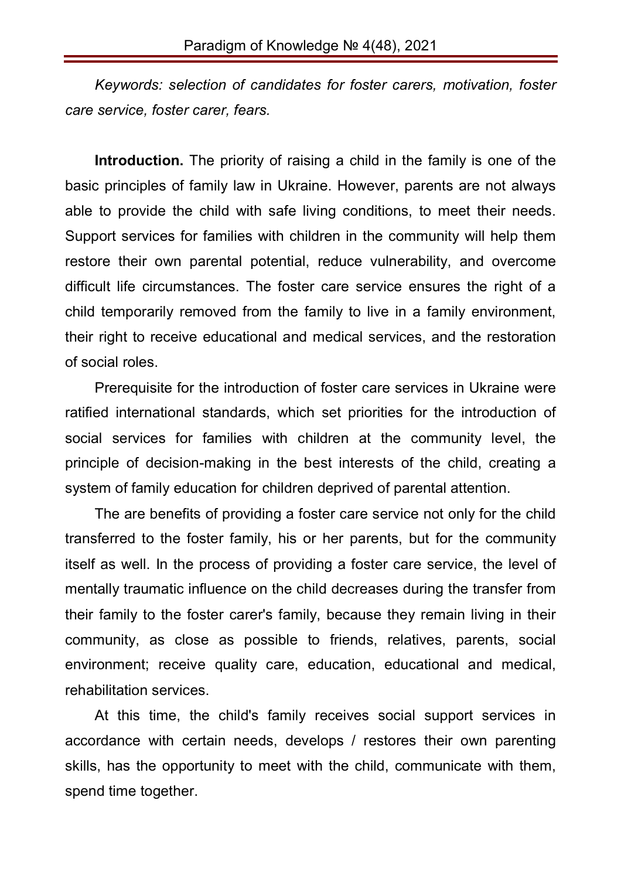*Keywords: selection of candidates for foster carers, motivation, foster care service, foster carer, fears.*

**Introduction.** The priority of raising a child in the family is one of the basic principles of family law in Ukraine. However, parents are not always able to provide the child with safe living conditions, to meet their needs. Support services for families with children in the community will help them restore their own parental potential, reduce vulnerability, and overcome difficult life circumstances. The foster care service ensures the right of a child temporarily removed from the family to live in a family environment, their right to receive educational and medical services, and the restoration of social roles.

Prerequisite for the introduction of foster care services in Ukraine were ratified international standards, which set priorities for the introduction of social services for families with children at the community level, the principle of decision-making in the best interests of the child, creating a system of family education for children deprived of parental attention.

The are benefits of providing a foster care service not only for the child transferred to the foster family, his or her parents, but for the community itself as well. In the process of providing a foster care service, the level of mentally traumatic influence on the child decreases during the transfer from their family to the foster carer's family, because they remain living in their community, as close as possible to friends, relatives, parents, social environment; receive quality care, education, educational and medical, rehabilitation services.

At this time, the child's family receives social support services in accordance with certain needs, develops / restores their own parenting skills, has the opportunity to meet with the child, communicate with them, spend time together.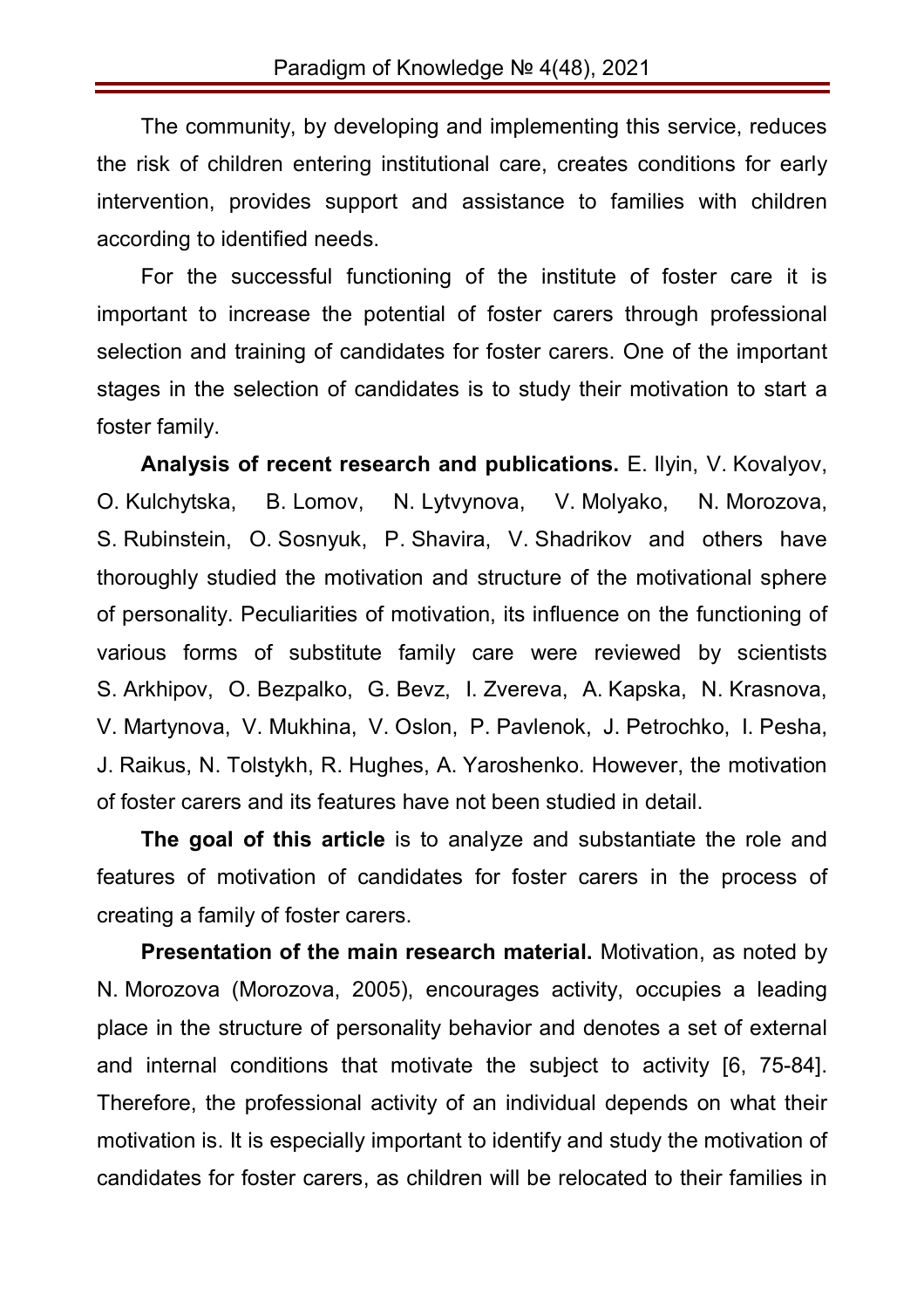The community, by developing and implementing this service, reduces the risk of children entering institutional care, creates conditions for early intervention, provides support and assistance to families with children according to identified needs.

For the successful functioning of the institute of foster care it is important to increase the potential of foster carers through professional selection and training of candidates for foster carers. One of the important stages in the selection of candidates is to study their motivation to start a foster family.

**Analysis of recent research and publications.** E. Ilyin, V. Kovalyov, O. Kulchytska, B. Lomov, N. Lytvynova, V. Molyako, N. Morozova, S. Rubinstein, O. Sosnyuk, P. Shavira, V. Shadrikov and others have thoroughly studied the motivation and structure of the motivational sphere of personality. Peculiarities of motivation, its influence on the functioning of various forms of substitute family care were reviewed by scientists S. Arkhipov, O. Bezpalko, G. Bevz, I. Zvereva, A. Kapska, N. Krasnova, V. Martynova, V. Mukhina, V. Oslon, P. Pavlenok, J. Petrochko, I. Pesha, J. Raikus, N. Tolstykh, R. Hughes, A. Yaroshenko. However, the motivation of foster carers and its features have not been studied in detail.

**The goal of this article** is to analyze and substantiate the role and features of motivation of candidates for foster carers in the process of creating a family of foster carers.

**Presentation of the main research material.** Motivation, as noted by N. Morozova (Morozova, 2005), encourages activity, occupies a leading place in the structure of personality behavior and denotes a set of external and internal conditions that motivate the subject to activity [6, 75-84]. Therefore, the professional activity of an individual depends on what their motivation is. It is especially important to identify and study the motivation of candidates for foster carers, as children will be relocated to their families in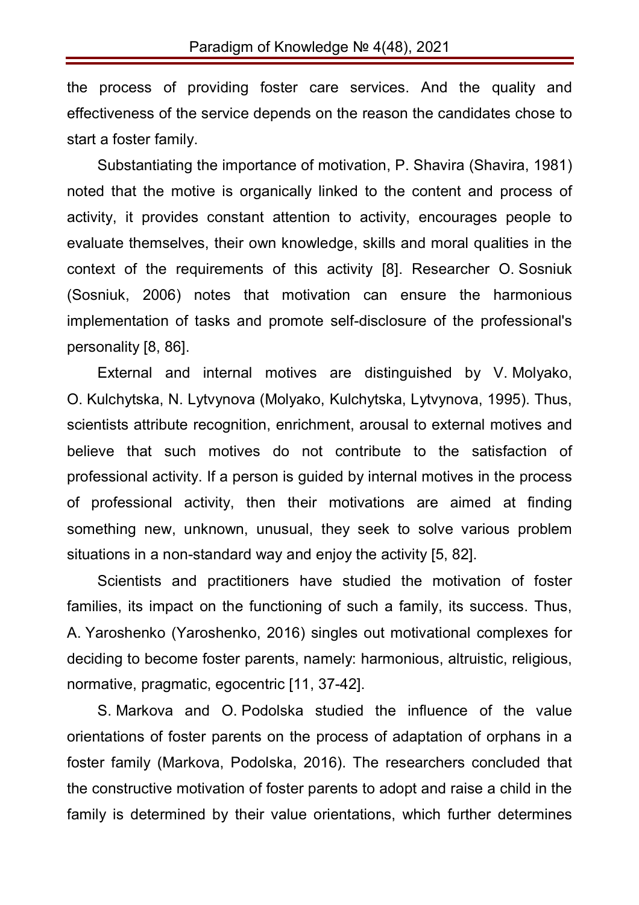the process of providing foster care services. And the quality and effectiveness of the service depends on the reason the candidates chose to start a foster family.

Substantiating the importance of motivation, P. Shavira (Shavira, 1981) noted that the motive is organically linked to the content and process of activity, it provides constant attention to activity, encourages people to evaluate themselves, their own knowledge, skills and moral qualities in the context of the requirements of this activity [8]. Researcher O. Sosniuk (Sosniuk, 2006) notes that motivation can ensure the harmonious implementation of tasks and promote self-disclosure of the professional's personality [8, 86].

External and internal motives are distinguished by V. Molyako, O. Kulchytska, N. Lytvynova (Molyako, Kulchytska, Lytvynova, 1995). Thus, scientists attribute recognition, enrichment, arousal to external motives and believe that such motives do not contribute to the satisfaction of professional activity. If a person is guided by internal motives in the process of professional activity, then their motivations are aimed at finding something new, unknown, unusual, they seek to solve various problem situations in a non-standard way and enjoy the activity [5, 82].

Scientists and practitioners have studied the motivation of foster families, its impact on the functioning of such a family, its success. Thus, A. Yaroshenko (Yaroshenko, 2016) singles out motivational complexes for deciding to become foster parents, namely: harmonious, altruistic, religious, normative, pragmatic, egocentric [11, 37-42].

S. Markova and O. Podolska studied the influence of the value orientations of foster parents on the process of adaptation of orphans in a foster family (Markova, Podolska, 2016). The researchers concluded that the constructive motivation of foster parents to adopt and raise a child in the family is determined by their value orientations, which further determines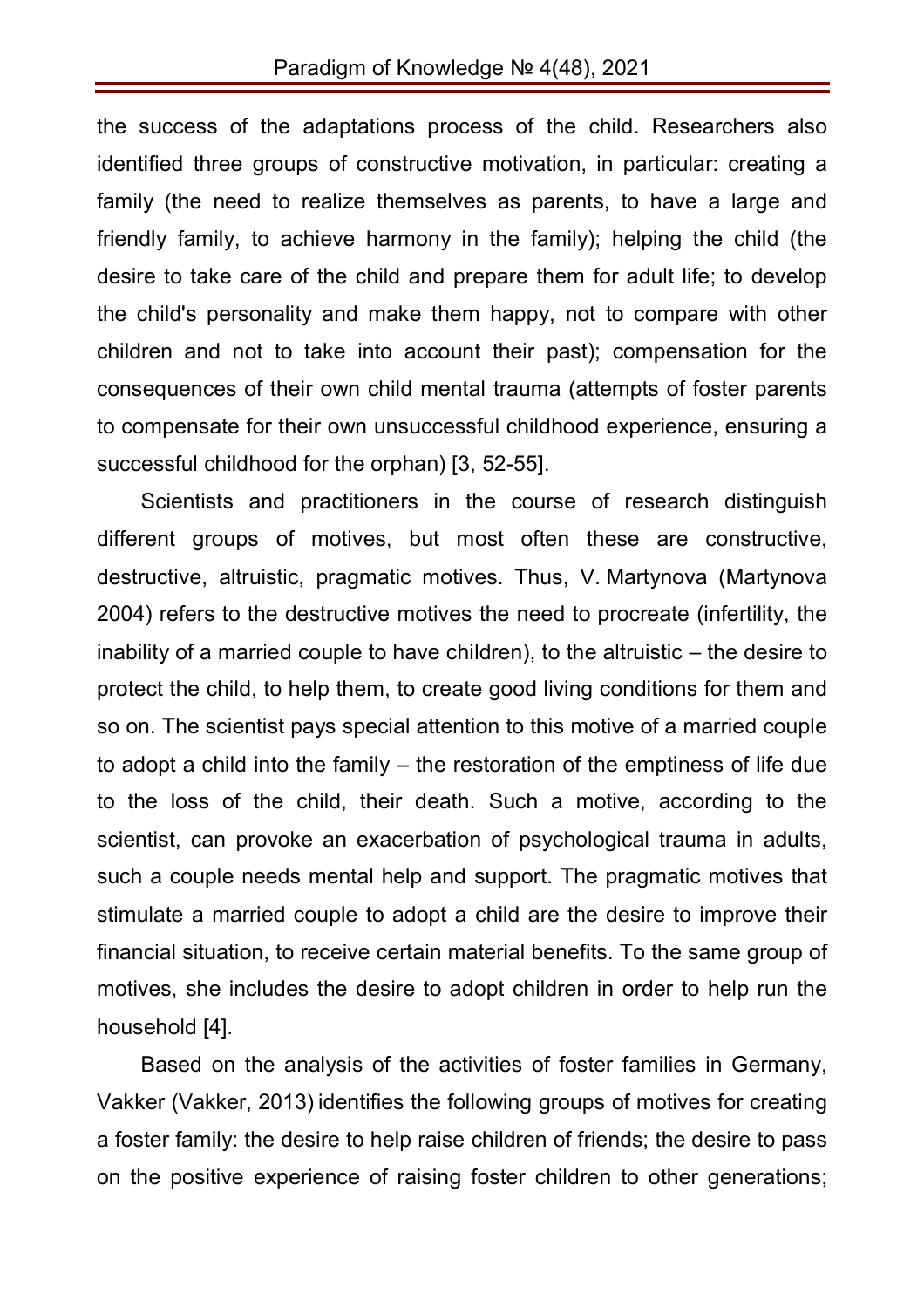the success of the adaptations process of the child. Researchers also identified three groups of constructive motivation, in particular: creating a family (the need to realize themselves as parents, to have a large and friendly family, to achieve harmony in the family); helping the child (the desire to take care of the child and prepare them for adult life; to develop the child's personality and make them happy, not to compare with other children and not to take into account their past); compensation for the consequences of their own child mental trauma (attempts of foster parents to compensate for their own unsuccessful childhood experience, ensuring a successful childhood for the orphan) [3, 52-55].

Scientists and practitioners in the course of research distinguish different groups of motives, but most often these are constructive, destructive, altruistic, pragmatic motives. Thus, V. Martynova (Martynova 2004) refers to the destructive motives the need to procreate (infertility, the inability of a married couple to have children), to the altruistic – the desire to protect the child, to help them, to create good living conditions for them and so on. The scientist pays special attention to this motive of a married couple to adopt a child into the family – the restoration of the emptiness of life due to the loss of the child, their death. Such a motive, according to the scientist, can provoke an exacerbation of psychological trauma in adults, such a couple needs mental help and support. The pragmatic motives that stimulate a married couple to adopt a child are the desire to improve their financial situation, to receive certain material benefits. To the same group of motives, she includes the desire to adopt children in order to help run the household [4].

Based on the analysis of the activities of foster families in Germany, Vakker (Vakker, 2013) identifies the following groups of motives for creating a foster family: the desire to help raise children of friends; the desire to pass on the positive experience of raising foster children to other generations;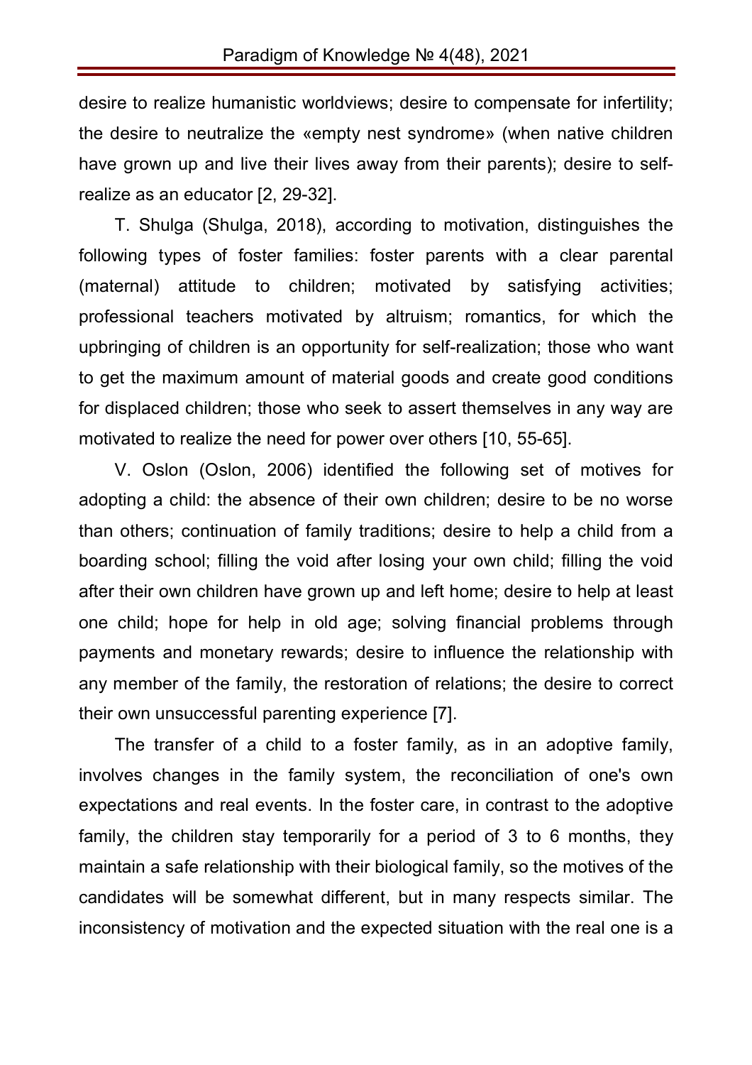desire to realize humanistic worldviews; desire to compensate for infertility; the desire to neutralize the «empty nest syndrome» (when native children have grown up and live their lives away from their parents); desire to self-realize as an educator [2, 29-32].

T. Shulga (Shulga, 2018), according to motivation, distinguishes the following types of foster families: foster parents with a clear parental (maternal) attitude to children; motivated by satisfying activities; professional teachers motivated by altruism; romantics, for which the upbringing of children is an opportunity for self-realization; those who want to get the maximum amount of material goods and create good conditions for displaced children; those who seek to assert themselves in any way are motivated to realize the need for power over others [10, 55-65].

V. Oslon (Oslon, 2006) identified the following set of motives for adopting a child: the absence of their own children; desire to be no worse than others; continuation of family traditions; desire to help a child from a boarding school; filling the void after losing your own child; filling the void after their own children have grown up and left home; desire to help at least one child; hope for help in old age; solving financial problems through payments and monetary rewards; desire to influence the relationship with any member of the family, the restoration of relations; the desire to correct their own unsuccessful parenting experience [7].

The transfer of a child to a foster family, as in an adoptive family, involves changes in the family system, the reconciliation of one's own expectations and real events. In the foster care, in contrast to the adoptive family, the children stay temporarily for a period of 3 to 6 months, they maintain a safe relationship with their biological family, so the motives of the candidates will be somewhat different, but in many respects similar. The inconsistency of motivation and the expected situation with the real one is a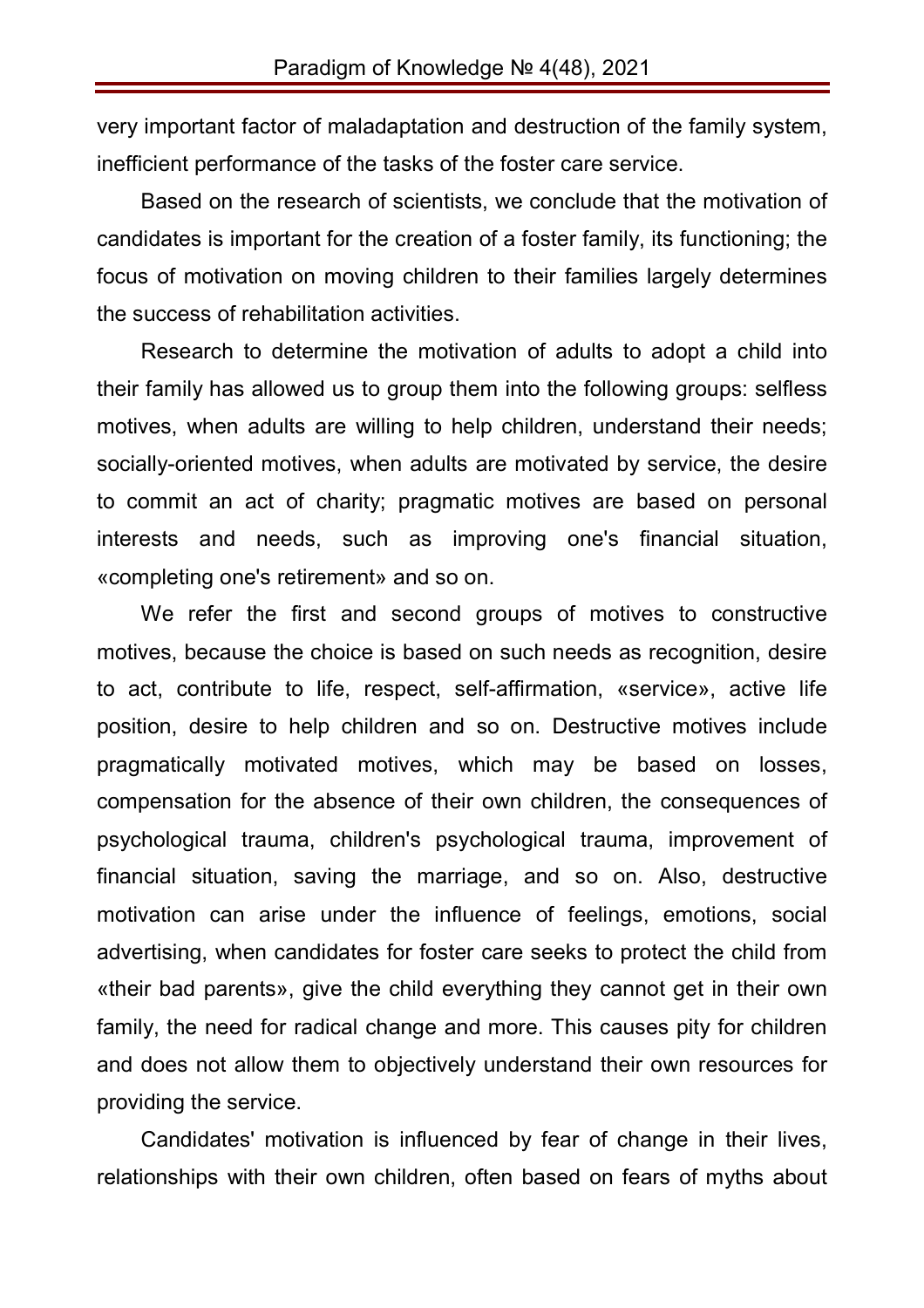very important factor of maladaptation and destruction of the family system, inefficient performance of the tasks of the foster care service.

Based on the research of scientists, we conclude that the motivation of candidates is important for the creation of a foster family, its functioning; the focus of motivation on moving children to their families largely determines the success of rehabilitation activities.

Research to determine the motivation of adults to adopt a child into their family has allowed us to group them into the following groups: selfless motives, when adults are willing to help children, understand their needs; socially-oriented motives, when adults are motivated by service, the desire to commit an act of charity; pragmatic motives are based on personal interests and needs, such as improving one's financial situation, «completing one's retirement» and so on.

We refer the first and second groups of motives to constructive motives, because the choice is based on such needs as recognition, desire to act, contribute to life, respect, self-affirmation, «service», active life position, desire to help children and so on. Destructive motives include pragmatically motivated motives, which may be based on losses, compensation for the absence of their own children, the consequences of psychological trauma, children's psychological trauma, improvement of financial situation, saving the marriage, and so on. Also, destructive motivation can arise under the influence of feelings, emotions, social advertising, when candidates for foster care seeks to protect the child from «their bad parents», give the child everything they cannot get in their own family, the need for radical change and more. This causes pity for children and does not allow them to objectively understand their own resources for providing the service.

Candidates' motivation is influenced by fear of change in their lives, relationships with their own children, often based on fears of myths about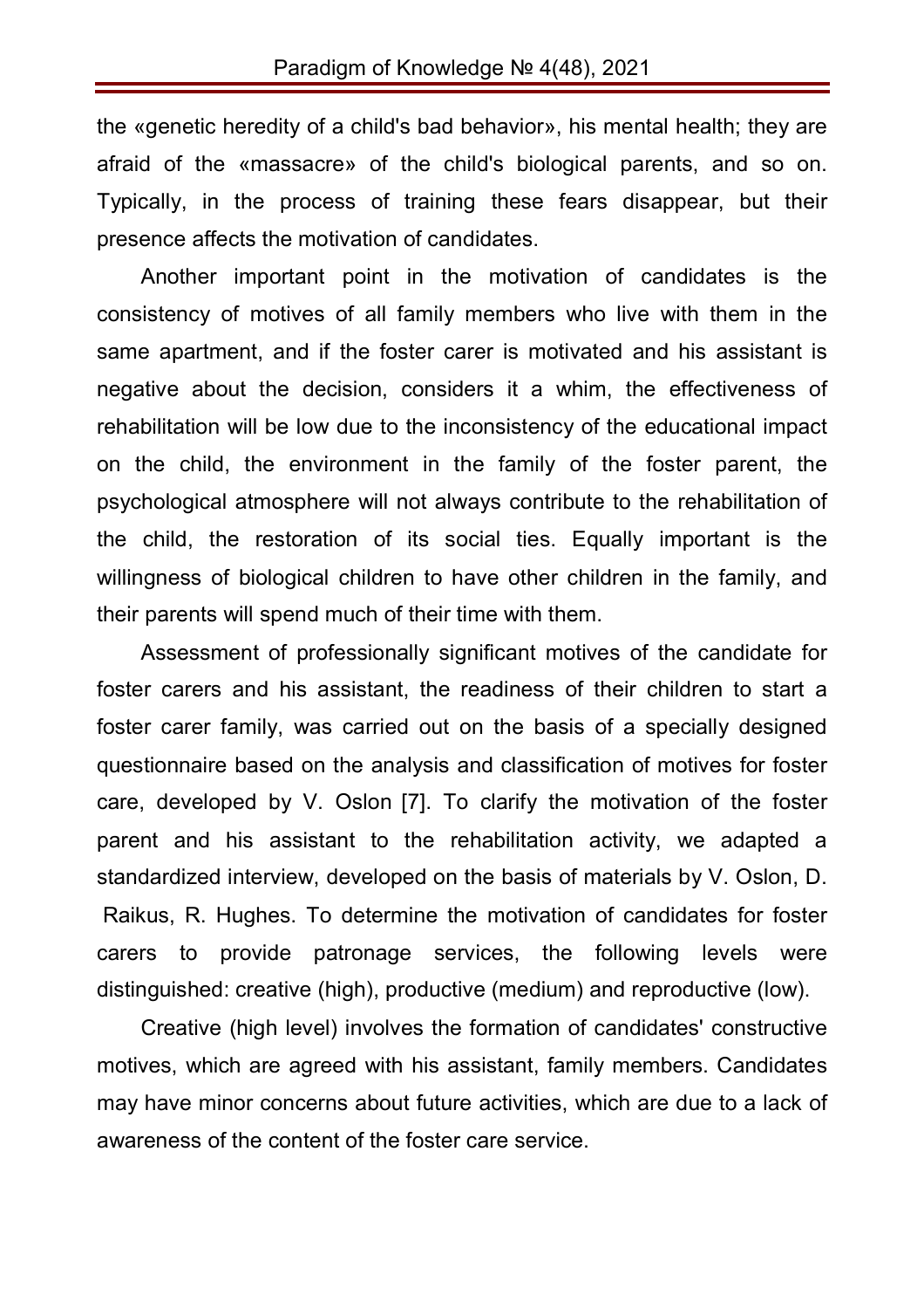the «genetic heredity of a child's bad behavior», his mental health; they are afraid of the «massacre» of the child's biological parents, and so on. Typically, in the process of training these fears disappear, but their presence affects the motivation of candidates.

Another important point in the motivation of candidates is the consistency of motives of all family members who live with them in the same apartment, and if the foster carer is motivated and his assistant is negative about the decision, considers it a whim, the effectiveness of rehabilitation will be low due to the inconsistency of the educational impact on the child, the environment in the family of the foster parent, the psychological atmosphere will not always contribute to the rehabilitation of the child, the restoration of its social ties. Equally important is the willingness of biological children to have other children in the family, and their parents will spend much of their time with them.

Assessment of professionally significant motives of the candidate for foster carers and his assistant, the readiness of their children to start a foster carer family, was carried out on the basis of a specially designed questionnaire based on the analysis and classification of motives for foster care, developed by V. Oslon [7]. To clarify the motivation of the foster parent and his assistant to the rehabilitation activity, we adapted a standardized interview, developed on the basis of materials by V. Oslon, D. Raikus, R. Hughes. To determine the motivation of candidates for foster carers to provide patronage services, the following levels were distinguished: creative (high), productive (medium) and reproductive (low).

Creative (high level) involves the formation of candidates' constructive motives, which are agreed with his assistant, family members. Candidates may have minor concerns about future activities, which are due to a lack of awareness of the content of the foster care service.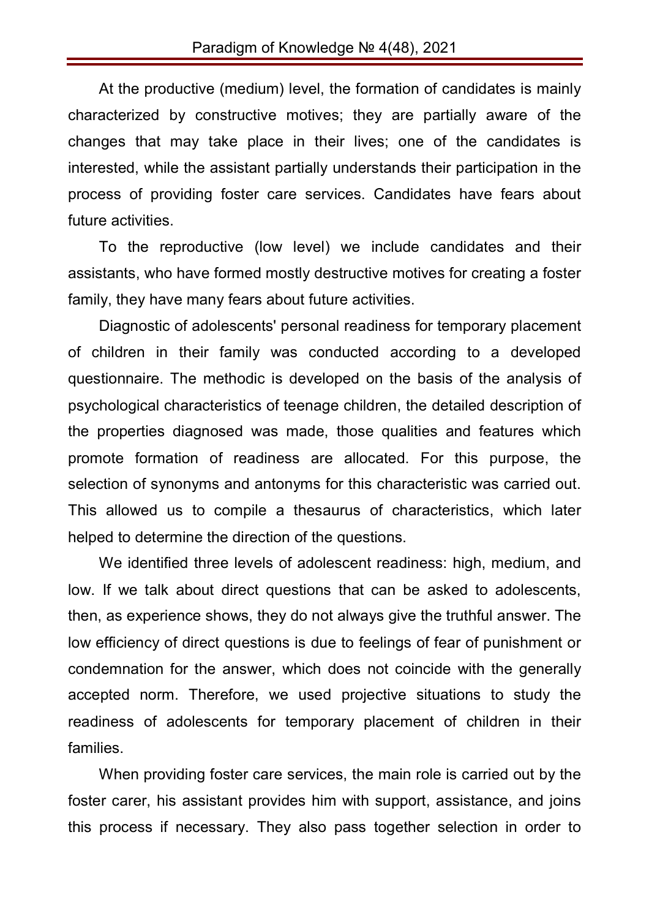At the productive (medium) level, the formation of candidates is mainly characterized by constructive motives; they are partially aware of the changes that may take place in their lives; one of the candidates is interested, while the assistant partially understands their participation in the process of providing foster care services. Candidates have fears about future activities.

To the reproductive (low level) we include candidates and their assistants, who have formed mostly destructive motives for creating a foster family, they have many fears about future activities.

Diagnostic of adolescents' personal readiness for temporary placement of children in their family was conducted according to a developed questionnaire. The methodic is developed on the basis of the analysis of psychological characteristics of teenage children, the detailed description of the properties diagnosed was made, those qualities and features which promote formation of readiness are allocated. For this purpose, the selection of synonyms and antonyms for this characteristic was carried out. This allowed us to compile a thesaurus of characteristics, which later helped to determine the direction of the questions.

We identified three levels of adolescent readiness: high, medium, and low. If we talk about direct questions that can be asked to adolescents, then, as experience shows, they do not always give the truthful answer. The low efficiency of direct questions is due to feelings of fear of punishment or condemnation for the answer, which does not coincide with the generally accepted norm. Therefore, we used projective situations to study the readiness of adolescents for temporary placement of children in their families.

When providing foster care services, the main role is carried out by the foster carer, his assistant provides him with support, assistance, and joins this process if necessary. They also pass together selection in order to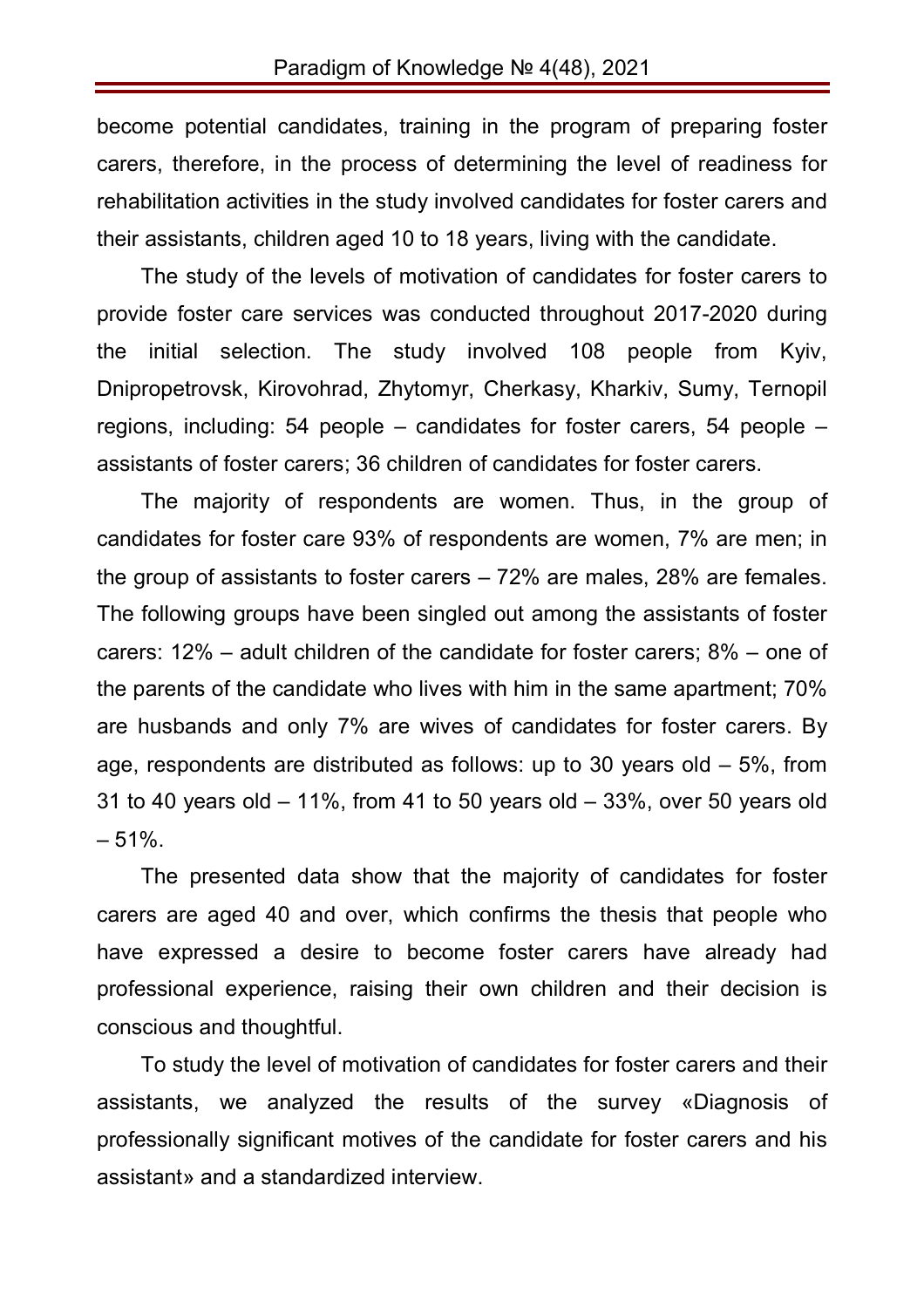become potential candidates, training in the program of preparing foster carers, therefore, in the process of determining the level of readiness for rehabilitation activities in the study involved candidates for foster carers and their assistants, children aged 10 to 18 years, living with the candidate.

The study of the levels of motivation of candidates for foster carers to provide foster care services was conducted throughout 2017-2020 during the initial selection. The study involved 108 people from Kyiv, Dnipropetrovsk, Kirovohrad, Zhytomyr, Cherkasy, Kharkiv, Sumy, Ternopil regions, including: 54 people – candidates for foster carers, 54 people – assistants of foster carers; 36 children of candidates for foster carers.

The majority of respondents are women. Thus, in the group of candidates for foster care 93% of respondents are women, 7% are men; in the group of assistants to foster carers – 72% are males, 28% are females. The following groups have been singled out among the assistants of foster carers: 12% – adult children of the candidate for foster carers; 8% – one of the parents of the candidate who lives with him in the same apartment; 70% are husbands and only 7% are wives of candidates for foster carers. By age, respondents are distributed as follows: up to 30 years old – 5%, from 31 to 40 years old – 11%, from 41 to 50 years old – 33%, over 50 years old – 51%.

The presented data show that the majority of candidates for foster carers are aged 40 and over, which confirms the thesis that people who have expressed a desire to become foster carers have already had professional experience, raising their own children and their decision is conscious and thoughtful.

To study the level of motivation of candidates for foster carers and their assistants, we analyzed the results of the survey «Diagnosis of professionally significant motives of the candidate for foster carers and his assistant» and a standardized interview.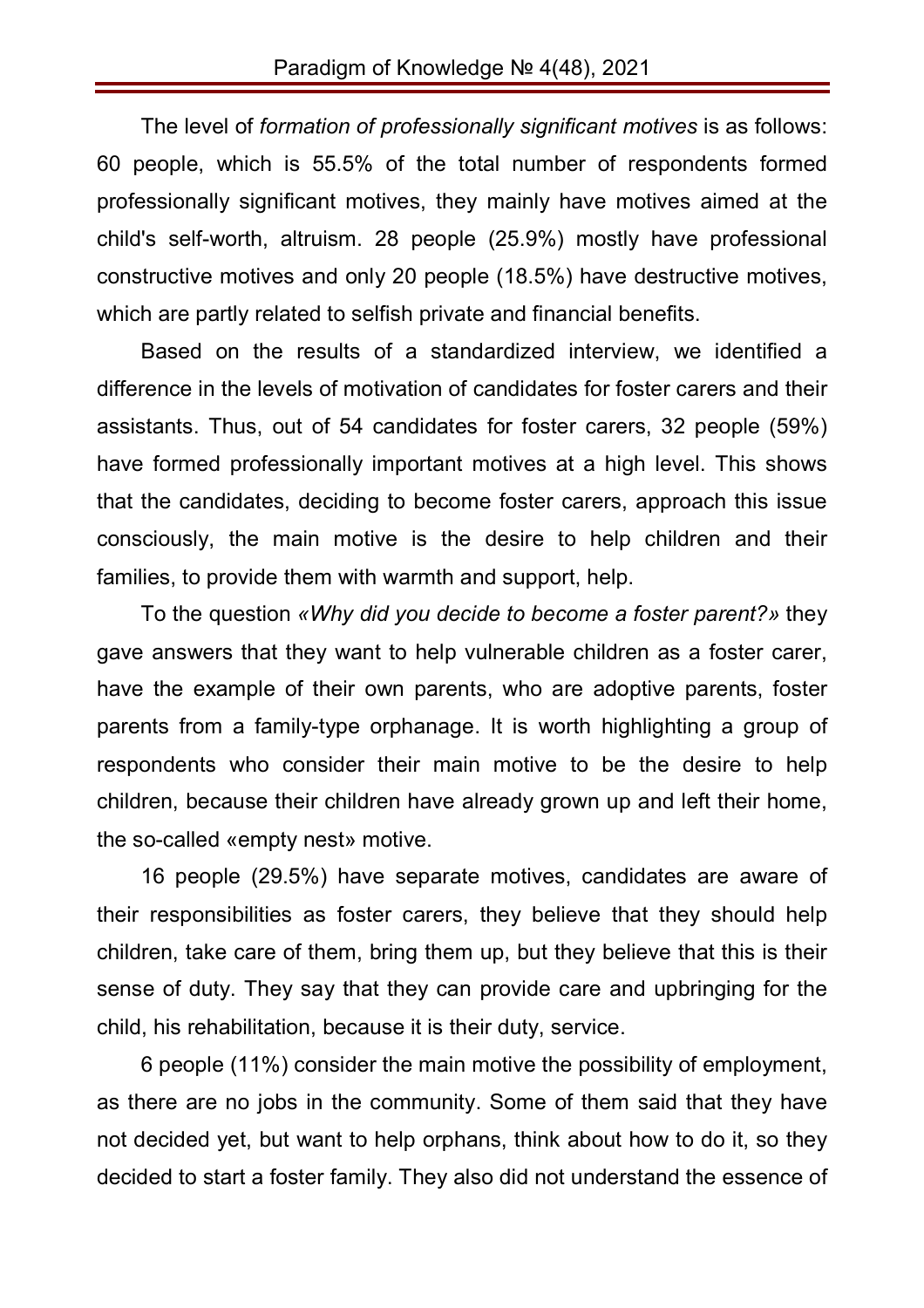The level of *formation of professionally significant motives* is as follows: 60 people, which is 55.5% of the total number of respondents formed professionally significant motives, they mainly have motives aimed at the child's self-worth, altruism. 28 people (25.9%) mostly have professional constructive motives and only 20 people (18.5%) have destructive motives, which are partly related to selfish private and financial benefits.

Based on the results of a standardized interview, we identified a difference in the levels of motivation of candidates for foster carers and their assistants. Thus, out of 54 candidates for foster carers, 32 people (59%) have formed professionally important motives at a high level. This shows that the candidates, deciding to become foster carers, approach this issue consciously, the main motive is the desire to help children and their families, to provide them with warmth and support, help.

To the question *«Why did you decide to become a foster parent?»* they gave answers that they want to help vulnerable children as a foster carer, have the example of their own parents, who are adoptive parents, foster parents from a family-type orphanage. It is worth highlighting a group of respondents who consider their main motive to be the desire to help children, because their children have already grown up and left their home, the so-called «empty nest» motive.

16 people (29.5%) have separate motives, candidates are aware of their responsibilities as foster carers, they believe that they should help children, take care of them, bring them up, but they believe that this is their sense of duty. They say that they can provide care and upbringing for the child, his rehabilitation, because it is their duty, service.

6 people (11%) consider the main motive the possibility of employment, as there are no jobs in the community. Some of them said that they have not decided yet, but want to help orphans, think about how to do it, so they decided to start a foster family. They also did not understand the essence of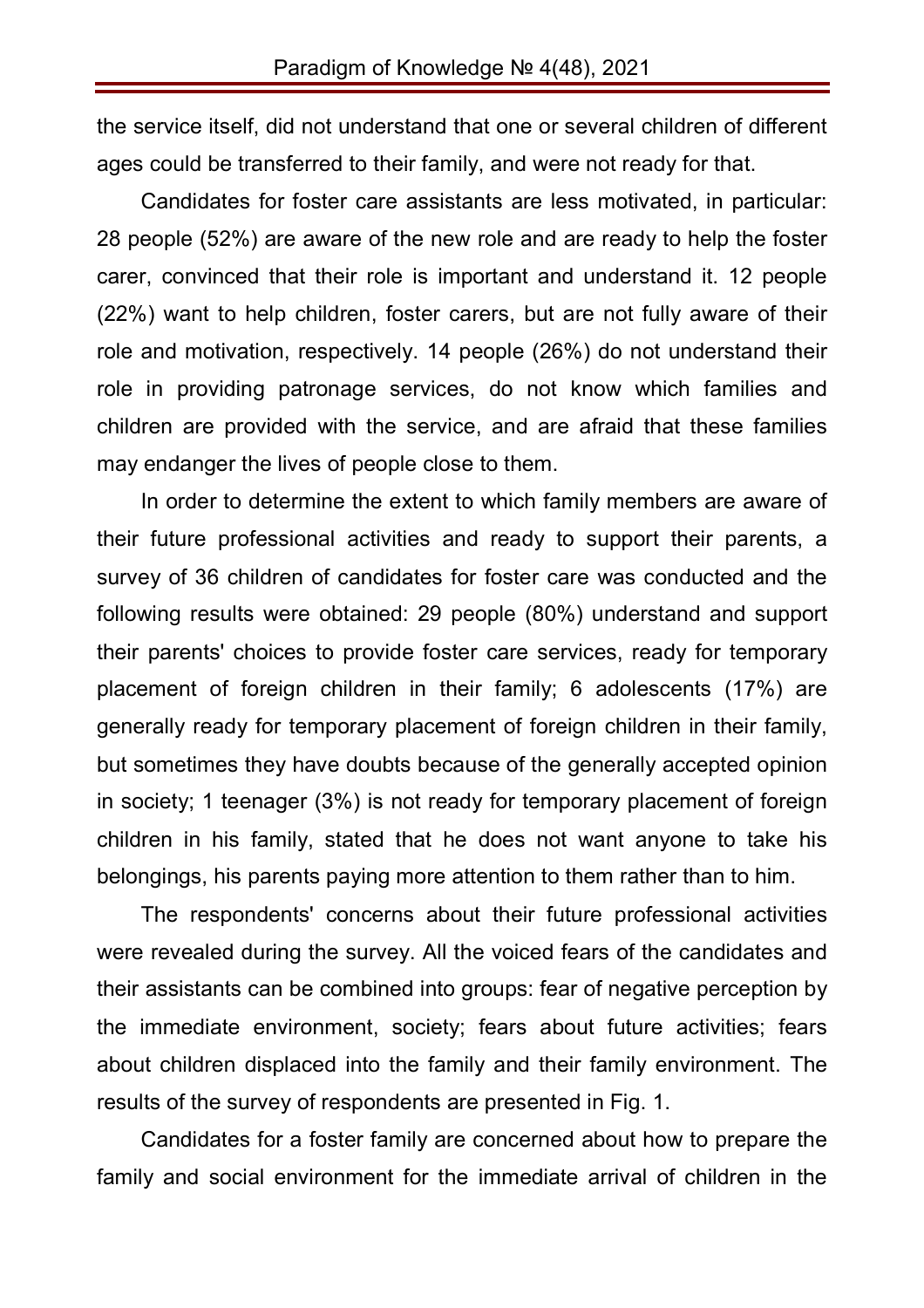the service itself, did not understand that one or several children of different ages could be transferred to their family, and were not ready for that.

Candidates for foster care assistants are less motivated, in particular: 28 people (52%) are aware of the new role and are ready to help the foster carer, convinced that their role is important and understand it. 12 people (22%) want to help children, foster carers, but are not fully aware of their role and motivation, respectively. 14 people (26%) do not understand their role in providing patronage services, do not know which families and children are provided with the service, and are afraid that these families may endanger the lives of people close to them.

In order to determine the extent to which family members are aware of their future professional activities and ready to support their parents, a survey of 36 children of candidates for foster care was conducted and the following results were obtained: 29 people (80%) understand and support their parents' choices to provide foster care services, ready for temporary placement of foreign children in their family; 6 adolescents (17%) are generally ready for temporary placement of foreign children in their family, but sometimes they have doubts because of the generally accepted opinion in society; 1 teenager (3%) is not ready for temporary placement of foreign children in his family, stated that he does not want anyone to take his belongings, his parents paying more attention to them rather than to him.

The respondents' concerns about their future professional activities were revealed during the survey. All the voiced fears of the candidates and their assistants can be combined into groups: fear of negative perception by the immediate environment, society; fears about future activities; fears about children displaced into the family and their family environment. The results of the survey of respondents are presented in Fig. 1.

Candidates for a foster family are concerned about how to prepare the family and social environment for the immediate arrival of children in the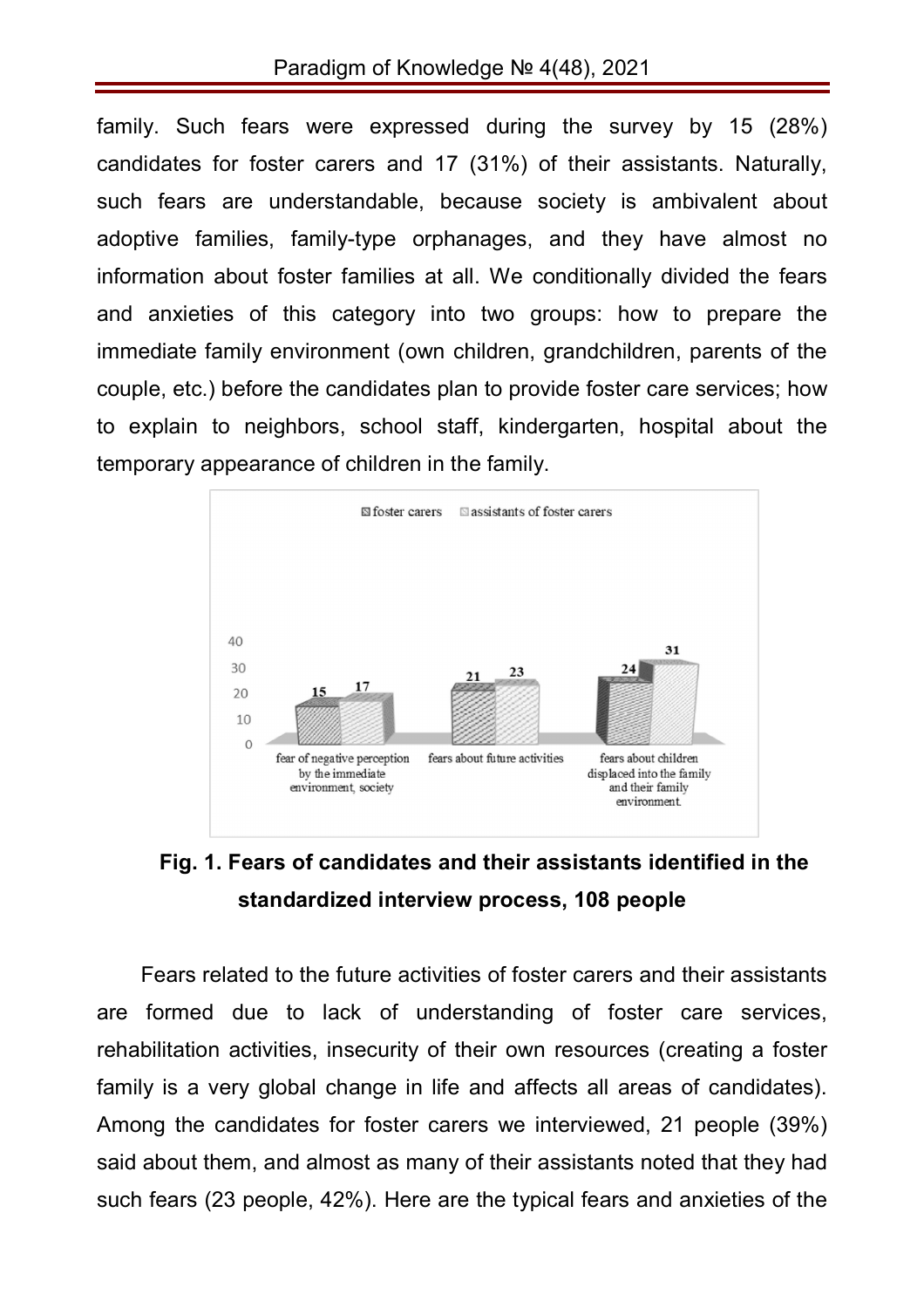family. Such fears were expressed during the survey by 15 (28%) candidates for foster carers and 17 (31%) of their assistants. Naturally, such fears are understandable, because society is ambivalent about adoptive families, family-type orphanages, and they have almost no information about foster families at all. We conditionally divided the fears and anxieties of this category into two groups: how to prepare the immediate family environment (own children, grandchildren, parents of the couple, etc.) before the candidates plan to provide foster care services; how to explain to neighbors, school staff, kindergarten, hospital about the temporary appearance of children in the family.

| | foster carers | assistants of foster carers |
|---|---|---|
| fear of negative perception by the immediate environment, society | 15 | 17 |
| fears about future activities | 21 | 23 |
| fears about children displaced into the family and their family environment | 24 | 31 |

**Fig. 1. Fears of candidates and their assistants identified in the standardized interview process, 108 people**

Fears related to the future activities of foster carers and their assistants are formed due to lack of understanding of foster care services, rehabilitation activities, insecurity of their own resources (creating a foster family is a very global change in life and affects all areas of candidates). Among the candidates for foster carers we interviewed, 21 people (39%) said about them, and almost as many of their assistants noted that they had such fears (23 people, 42%). Here are the typical fears and anxieties of the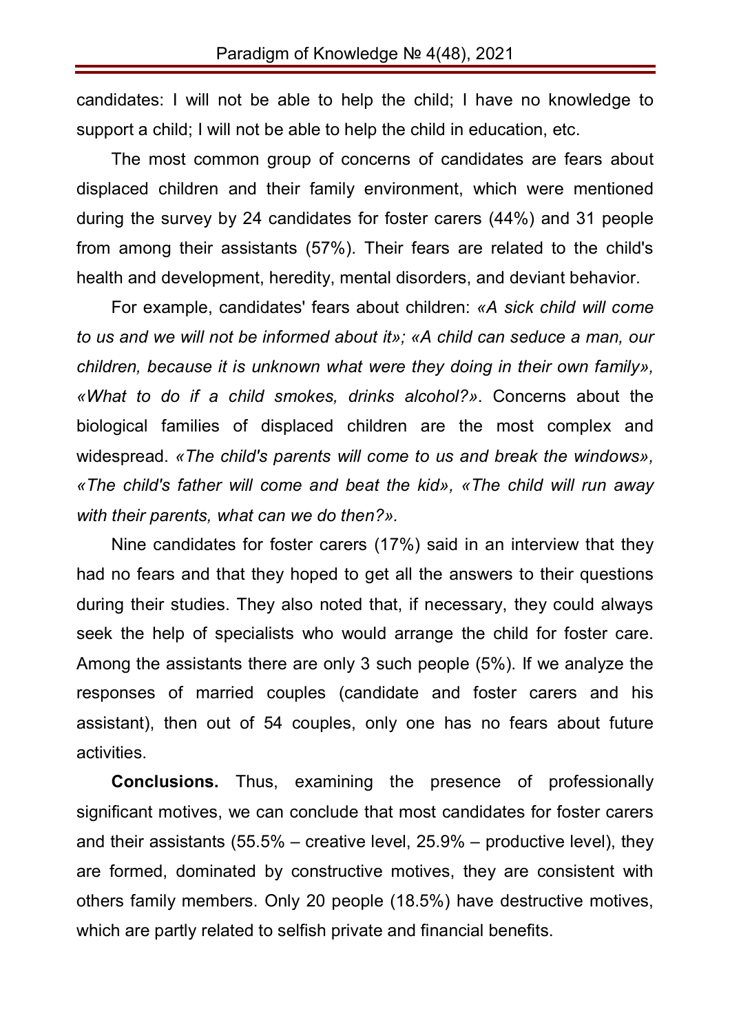candidates: I will not be able to help the child; I have no knowledge to support a child; I will not be able to help the child in education, etc.

The most common group of concerns of candidates are fears about displaced children and their family environment, which were mentioned during the survey by 24 candidates for foster carers (44%) and 31 people from among their assistants (57%). Their fears are related to the child's health and development, heredity, mental disorders, and deviant behavior.

For example, candidates' fears about children: *«A sick child will come to us and we will not be informed about it»; «A child can seduce a man, our children, because it is unknown what were they doing in their own family», «What to do if a child smokes, drinks alcohol?»*. Concerns about the biological families of displaced children are the most complex and widespread. *«The child's parents will come to us and break the windows», «The child's father will come and beat the kid», «The child will run away with their parents, what can we do then?».*

Nine candidates for foster carers (17%) said in an interview that they had no fears and that they hoped to get all the answers to their questions during their studies. They also noted that, if necessary, they could always seek the help of specialists who would arrange the child for foster care. Among the assistants there are only 3 such people (5%). If we analyze the responses of married couples (candidate and foster carers and his assistant), then out of 54 couples, only one has no fears about future activities.

**Conclusions.** Thus, examining the presence of professionally significant motives, we can conclude that most candidates for foster carers and their assistants (55.5% – creative level, 25.9% – productive level), they are formed, dominated by constructive motives, they are consistent with others family members. Only 20 people (18.5%) have destructive motives, which are partly related to selfish private and financial benefits.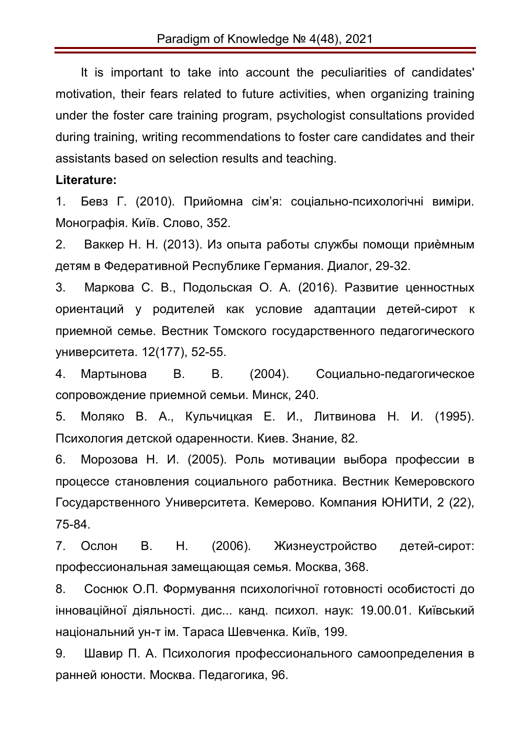It is important to take into account the peculiarities of candidates' motivation, their fears related to future activities, when organizing training under the foster care training program, psychologist consultations provided during training, writing recommendations to foster care candidates and their assistants based on selection results and teaching.

**Literature:**

1. Бевз Г. (2010). Прийомна сім'я: соціально-психологічні виміри. Монографія. Київ. Слово, 352.
2. Ваккер Н. Н. (2013). Из опыта работы службы помощи приѐмным детям в Федеративной Республике Германия. Диалог, 29-32.
3. Маркова С. В., Подольская О. А. (2016). Развитие ценностных ориентаций у родителей как условие адаптации детей-сирот к приемной семье. Вестник Томского государственного педагогического университета. 12(177), 52-55.
4. Мартынова В. В. (2004). Социально-педагогическое сопровождение приемной семьи. Минск, 240.
5. Моляко В. А., Кульчицкая Е. И., Литвинова Н. И. (1995). Психология детской одаренности. Киев. Знание, 82.
6. Морозова Н. И. (2005). Роль мотивации выбора профессии в процессе становления социального работника. Вестник Кемеровского Государственного Университета. Кемерово. Компания ЮНИТИ, 2 (22), 75-84.
7. Ослон В. Н. (2006). Жизнеустройство детей-сирот: профессиональная замещающая семья. Москва, 368.
8. Соснюк О.П. Формування психологічної готовності особистості до інноваційної діяльності. дис... канд. психол. наук: 19.00.01. Київський національний ун-т ім. Тараса Шевченка. Київ, 199.
9. Шавир П. А. Психология профессионального самоопределения в ранней юности. Москва. Педагогика, 96.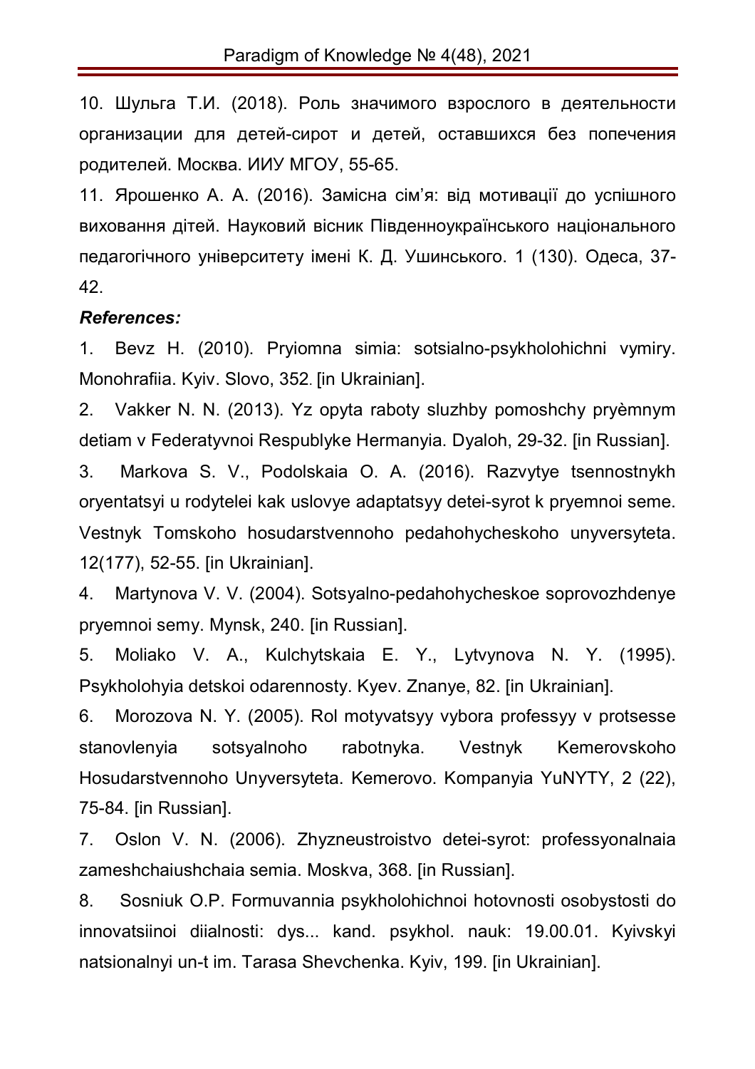10. Шульга Т.И. (2018). Роль значимого взрослого в деятельности организации для детей-сирот и детей, оставшихся без попечения родителей. Москва. ИИУ МГОУ, 55-65.

11. Ярошенко А. А. (2016). Замісна сім'я: від мотивації до успішного виховання дітей. Науковий вісник Південноукраїнського національного педагогічного університету імені К. Д. Ушинського. 1 (130). Одеса, 37-42.

***References:***

1. Bevz H. (2010). Pryiomna simia: sotsialno-psykholohichni vymiry. Monohrafiia. Kyiv. Slovo, 352. [in Ukrainian].

2. Vakker N. N. (2013). Yz opyta raboty sluzhby pomoshchy pryèmnym detiam v Federatyvnoi Respublyke Hermanyia. Dyaloh, 29-32. [in Russian].

3. Markova S. V., Podolskaia O. A. (2016). Razvytye tsennostnykh oryentatsyi u rodytelei kak uslovye adaptatsyy detei-syrot k pryemnoi seme. Vestnyk Tomskoho hosudarstvennoho pedahohycheskoho unyversyteta. 12(177), 52-55. [in Ukrainian].

4. Martynova V. V. (2004). Sotsyalno-pedahohycheskoe soprovozhdenye pryemnoi semy. Mynsk, 240. [in Russian].

5. Moliako V. A., Kulchytskaia E. Y., Lytvynova N. Y. (1995). Psykholohyia detskoi odarennosty. Kyev. Znanye, 82. [in Ukrainian].

6. Morozova N. Y. (2005). Rol motyvatsyy vybora professyy v protsesse stanovlenyia sotsyalnoho rabotnyka. Vestnyk Kemerovskoho Hosudarstvennoho Unyversyteta. Kemerovo. Kompanyia YuNYTY, 2 (22), 75-84. [in Russian].

7. Oslon V. N. (2006). Zhyzneustroistvo detei-syrot: professyonalnaia zameshchaiushchaia semia. Moskva, 368. [in Russian].

8. Sosniuk O.P. Formuvannia psykholohichnoi hotovnosti osobystosti do innovatsiinoi diialnosti: dys... kand. psykhol. nauk: 19.00.01. Kyivskyi natsionalnyi un-t im. Tarasa Shevchenka. Kyiv, 199. [in Ukrainian].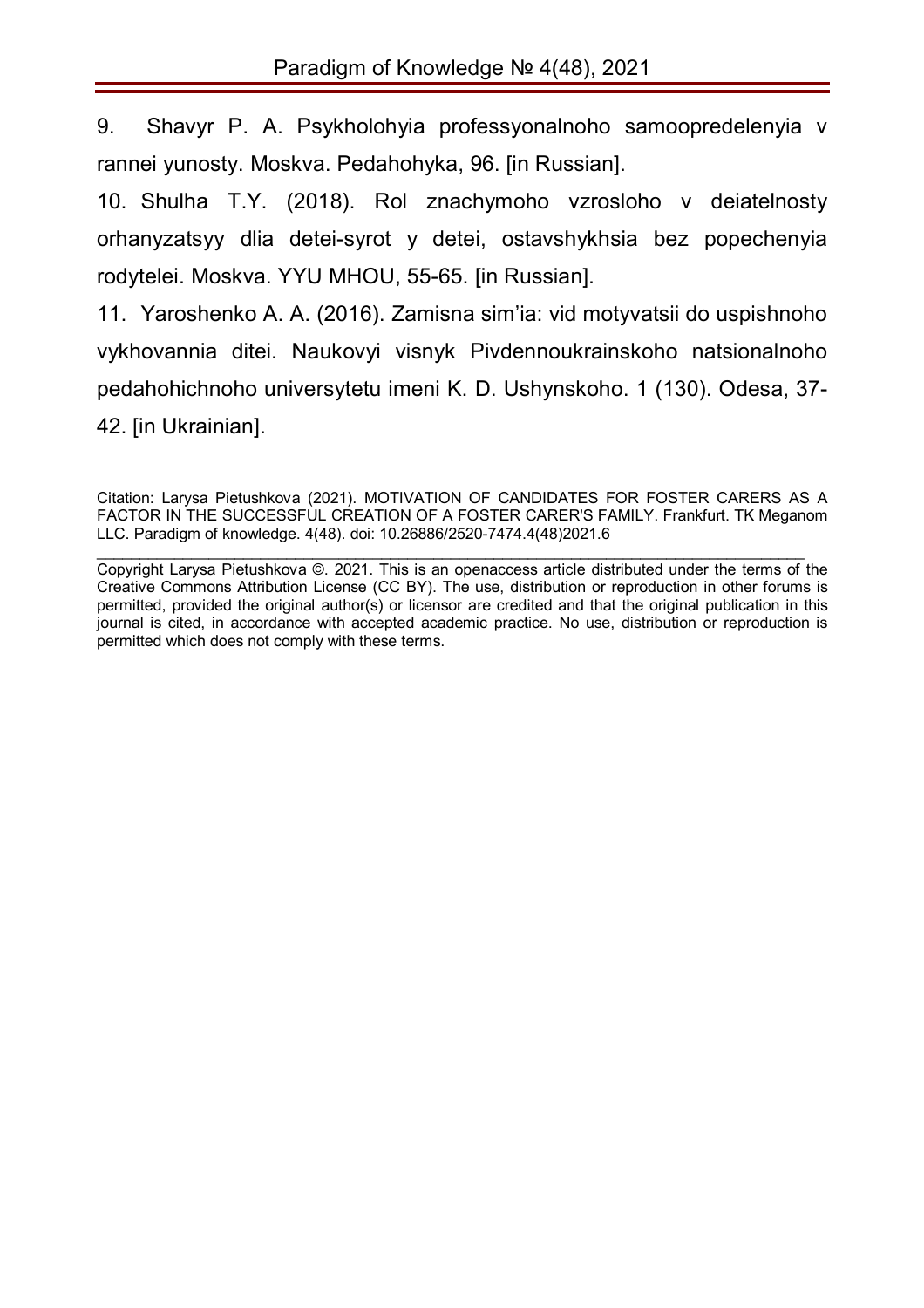9. Shavyr P. A. Psykholohyia professyonalnoho samoopredelenyia v rannei yunosty. Moskva. Pedahohyka, 96. [in Russian].

10. Shulha T.Y. (2018). Rol znachymoho vzrosloho v deiatelnosty orhanyzatsyy dlia detei-syrot y detei, ostavshykhsia bez popechenyia rodytelei. Moskva. YYU MHOU, 55-65. [in Russian].

11. Yaroshenko A. A. (2016). Zamisna sim'ia: vid motyvatsii do uspishnoho vykhovannia ditei. Naukovyi visnyk Pivdennoukrainskoho natsionalnoho pedahohichnoho universytetu imeni K. D. Ushynskoho. 1 (130). Odesa, 37-42. [in Ukrainian].

Citation: Larysa Pietushkova (2021). MOTIVATION OF CANDIDATES FOR FOSTER CARERS AS A FACTOR IN THE SUCCESSFUL CREATION OF A FOSTER CARER'S FAMILY. Frankfurt. TK Meganom LLC. Paradigm of knowledge. 4(48). doi: 10.26886/2520-7474.4(48)2021.6

---

Copyright Larysa Pietushkova ©. 2021. This is an openaccess article distributed under the terms of the Creative Commons Attribution License (CC BY). The use, distribution or reproduction in other forums is permitted, provided the original author(s) or licensor are credited and that the original publication in this journal is cited, in accordance with accepted academic practice. No use, distribution or reproduction is permitted which does not comply with these terms.